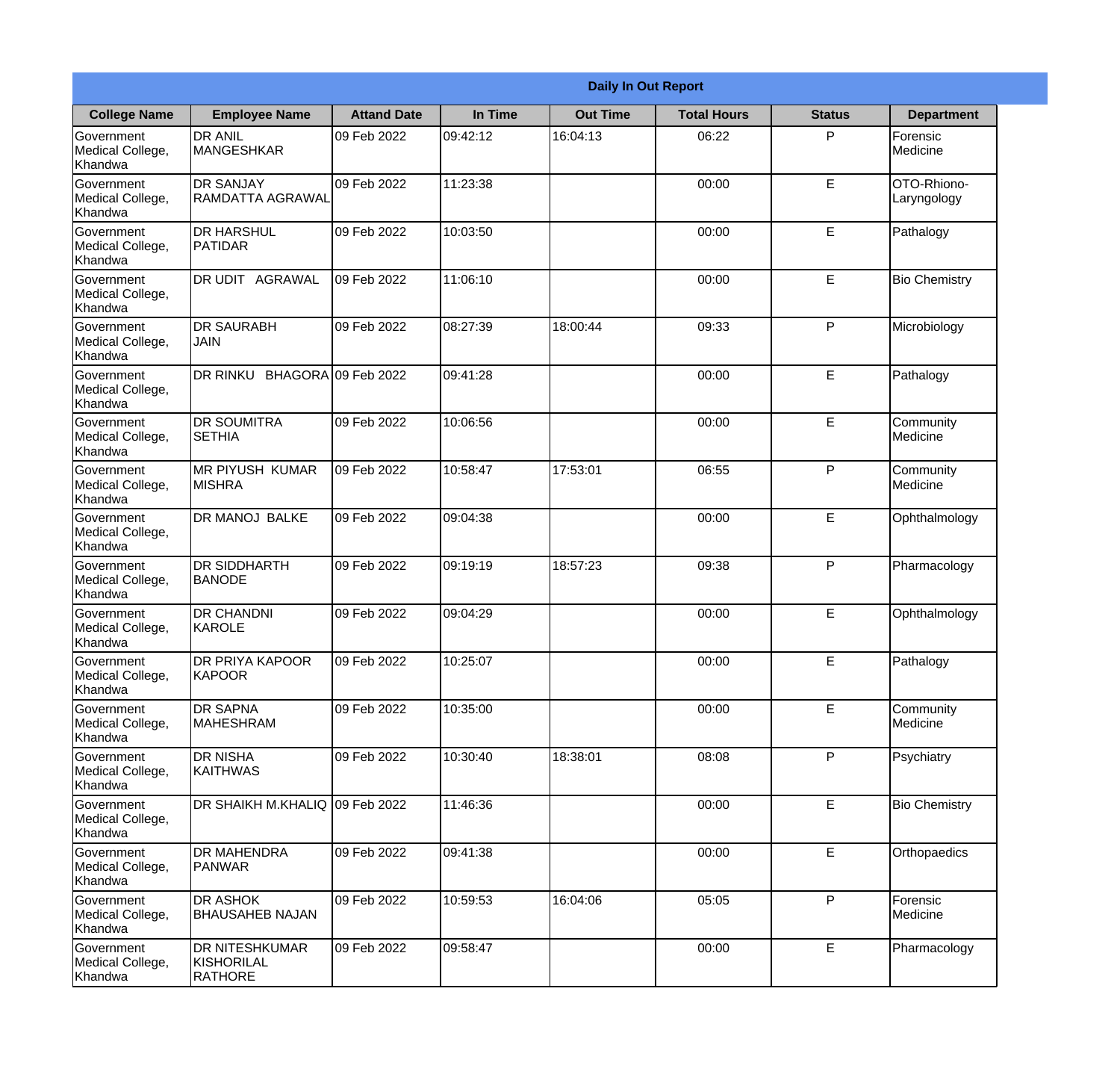| Daily In Out Report | | | | | | | |
|---|---|---|---|---|---|---|---|
| **College Name** | **Employee Name** | **Attand Date** | **In Time** | **Out Time** | **Total Hours** | **Status** | **Department** |
| Government Medical College, Khandwa | DR ANIL MANGESHKAR | 09 Feb 2022 | 09:42:12 | 16:04:13 | 06:22 | P | Forensic Medicine |
| Government Medical College, Khandwa | DR SANJAY RAMDATTA AGRAWAL | 09 Feb 2022 | 11:23:38 | | 00:00 | E | OTO-Rhiono-Laryngology |
| Government Medical College, Khandwa | DR HARSHUL PATIDAR | 09 Feb 2022 | 10:03:50 | | 00:00 | E | Pathalogy |
| Government Medical College, Khandwa | DR UDIT AGRAWAL | 09 Feb 2022 | 11:06:10 | | 00:00 | E | Bio Chemistry |
| Government Medical College, Khandwa | DR SAURABH JAIN | 09 Feb 2022 | 08:27:39 | 18:00:44 | 09:33 | P | Microbiology |
| Government Medical College, Khandwa | DR RINKU BHAGORA | 09 Feb 2022 | 09:41:28 | | 00:00 | E | Pathalogy |
| Government Medical College, Khandwa | DR SOUMITRA SETHIA | 09 Feb 2022 | 10:06:56 | | 00:00 | E | Community Medicine |
| Government Medical College, Khandwa | MR PIYUSH KUMAR MISHRA | 09 Feb 2022 | 10:58:47 | 17:53:01 | 06:55 | P | Community Medicine |
| Government Medical College, Khandwa | DR MANOJ BALKE | 09 Feb 2022 | 09:04:38 | | 00:00 | E | Ophthalmology |
| Government Medical College, Khandwa | DR SIDDHARTH BANODE | 09 Feb 2022 | 09:19:19 | 18:57:23 | 09:38 | P | Pharmacology |
| Government Medical College, Khandwa | DR CHANDNI KAROLE | 09 Feb 2022 | 09:04:29 | | 00:00 | E | Ophthalmology |
| Government Medical College, Khandwa | DR PRIYA KAPOOR KAPOOR | 09 Feb 2022 | 10:25:07 | | 00:00 | E | Pathalogy |
| Government Medical College, Khandwa | DR SAPNA MAHESHRAM | 09 Feb 2022 | 10:35:00 | | 00:00 | E | Community Medicine |
| Government Medical College, Khandwa | DR NISHA KAITHWAS | 09 Feb 2022 | 10:30:40 | 18:38:01 | 08:08 | P | Psychiatry |
| Government Medical College, Khandwa | DR SHAIKH M.KHALIQ | 09 Feb 2022 | 11:46:36 | | 00:00 | E | Bio Chemistry |
| Government Medical College, Khandwa | DR MAHENDRA PANWAR | 09 Feb 2022 | 09:41:38 | | 00:00 | E | Orthopaedics |
| Government Medical College, Khandwa | DR ASHOK BHAUSAHEB NAJAN | 09 Feb 2022 | 10:59:53 | 16:04:06 | 05:05 | P | Forensic Medicine |
| Government Medical College, Khandwa | DR NITESHKUMAR KISHORILAL RATHORE | 09 Feb 2022 | 09:58:47 | | 00:00 | E | Pharmacology |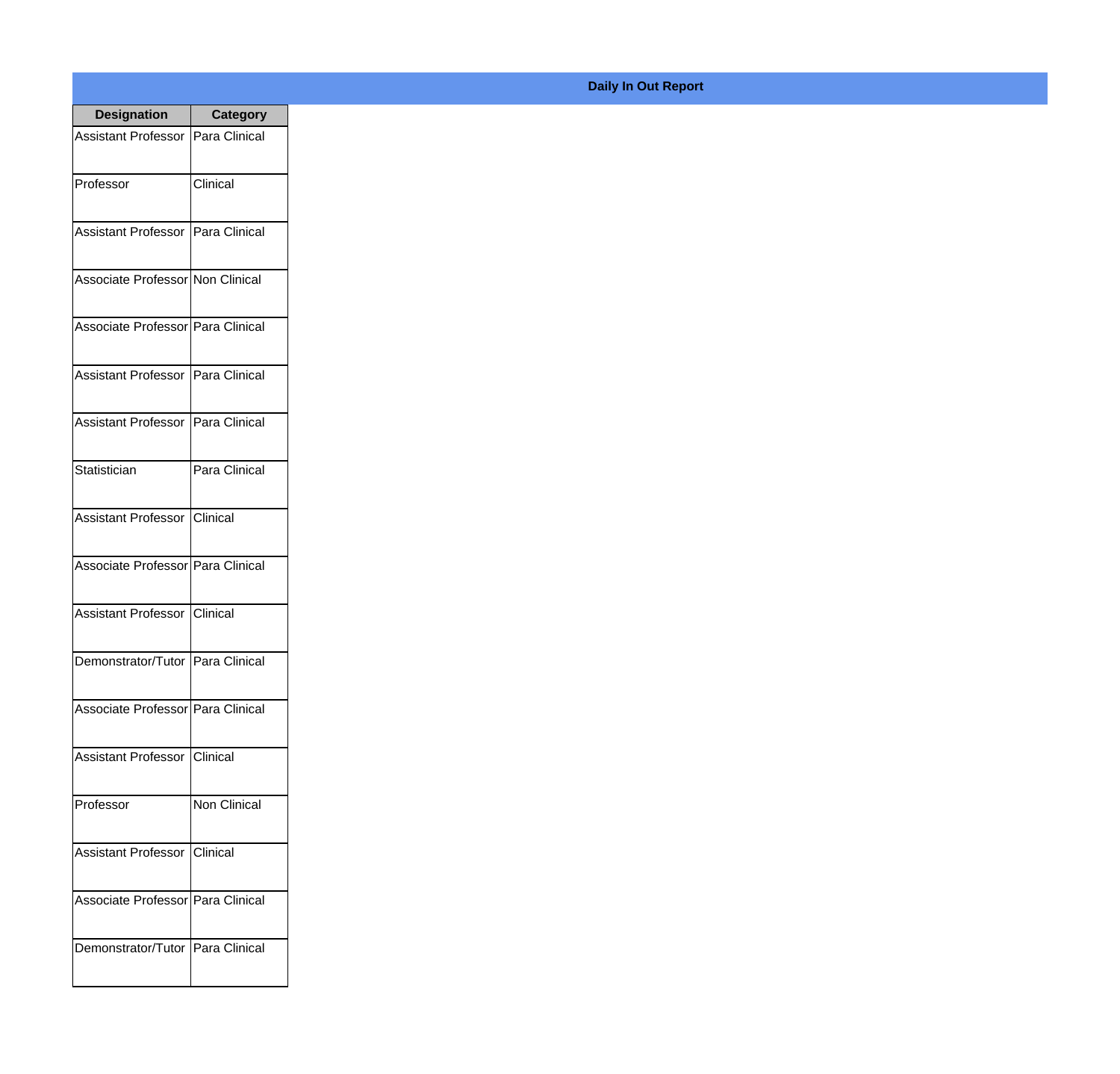## Daily In Out Report

| Designation | Category |
|---|---|
| Assistant Professor | Para Clinical |
| Professor | Clinical |
| Assistant Professor | Para Clinical |
| Associate Professor | Non Clinical |
| Associate Professor | Para Clinical |
| Assistant Professor | Para Clinical |
| Assistant Professor | Para Clinical |
| Statistician | Para Clinical |
| Assistant Professor | Clinical |
| Associate Professor | Para Clinical |
| Assistant Professor | Clinical |
| Demonstrator/Tutor | Para Clinical |
| Associate Professor | Para Clinical |
| Assistant Professor | Clinical |
| Professor | Non Clinical |
| Assistant Professor | Clinical |
| Associate Professor | Para Clinical |
| Demonstrator/Tutor | Para Clinical |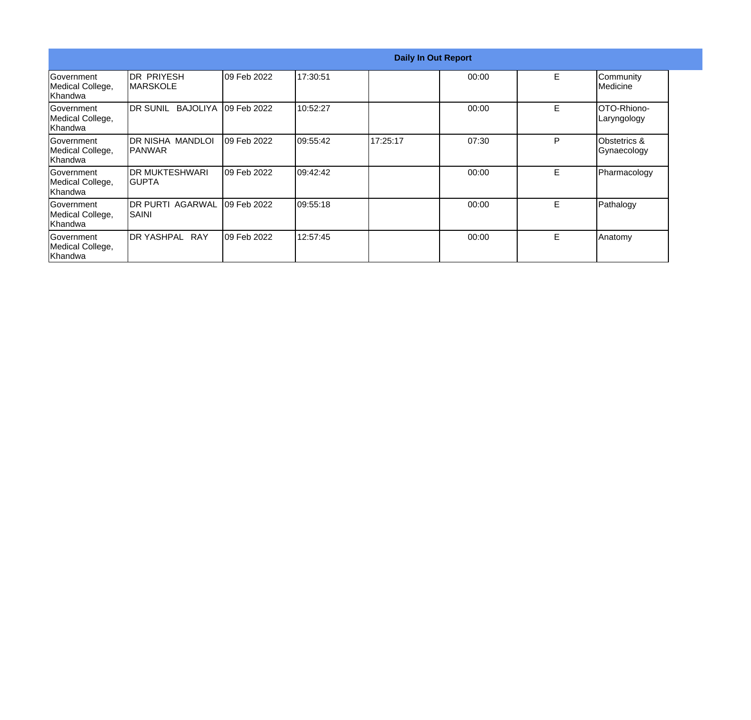| Daily In Out Report | | | | | | | |
|---|---|---|---|---|---|---|---|
| Government Medical College, Khandwa | DR PRIYESH MARSKOLE | 09 Feb 2022 | 17:30:51 | | 00:00 | E | Community Medicine |
| Government Medical College, Khandwa | DR SUNIL BAJOLIYA | 09 Feb 2022 | 10:52:27 | | 00:00 | E | OTO-Rhiono-Laryngology |
| Government Medical College, Khandwa | DR NISHA MANDLOI PANWAR | 09 Feb 2022 | 09:55:42 | 17:25:17 | 07:30 | P | Obstetrics & Gynaecology |
| Government Medical College, Khandwa | DR MUKTESHWARI GUPTA | 09 Feb 2022 | 09:42:42 | | 00:00 | E | Pharmacology |
| Government Medical College, Khandwa | DR PURTI AGARWAL SAINI | 09 Feb 2022 | 09:55:18 | | 00:00 | E | Pathalogy |
| Government Medical College, Khandwa | DR YASHPAL RAY | 09 Feb 2022 | 12:57:45 | | 00:00 | E | Anatomy |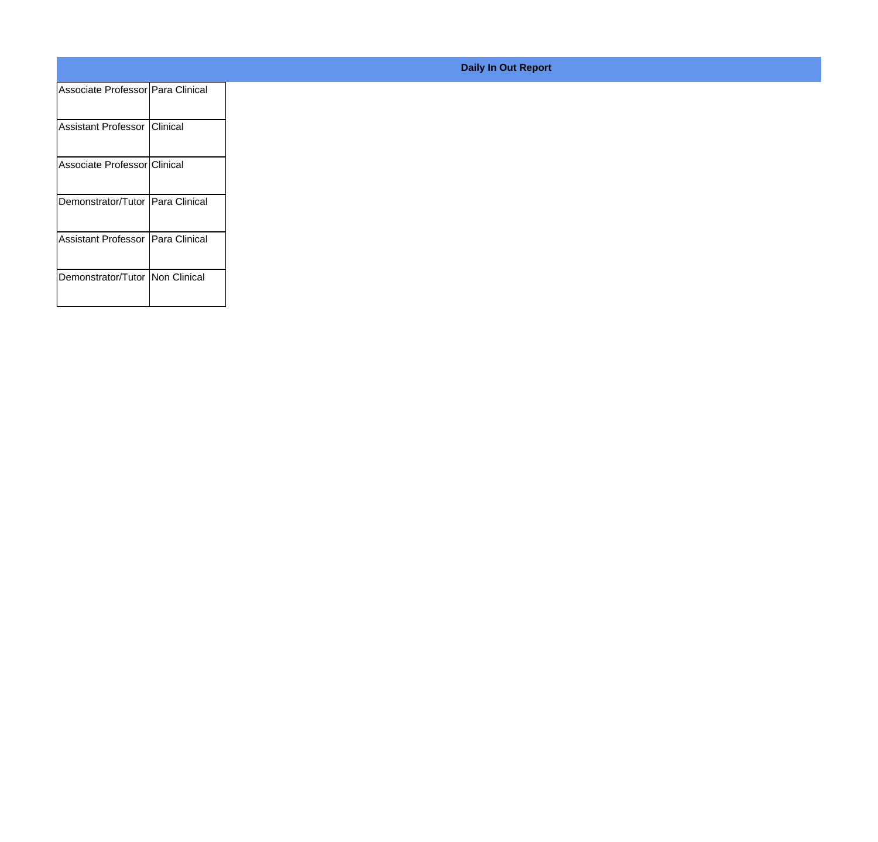**Daily In Out Report**

| | |
|---|---|
| Associate Professor | Para Clinical |
| Assistant Professor | Clinical |
| Associate Professor | Clinical |
| Demonstrator/Tutor | Para Clinical |
| Assistant Professor | Para Clinical |
| Demonstrator/Tutor | Non Clinical |